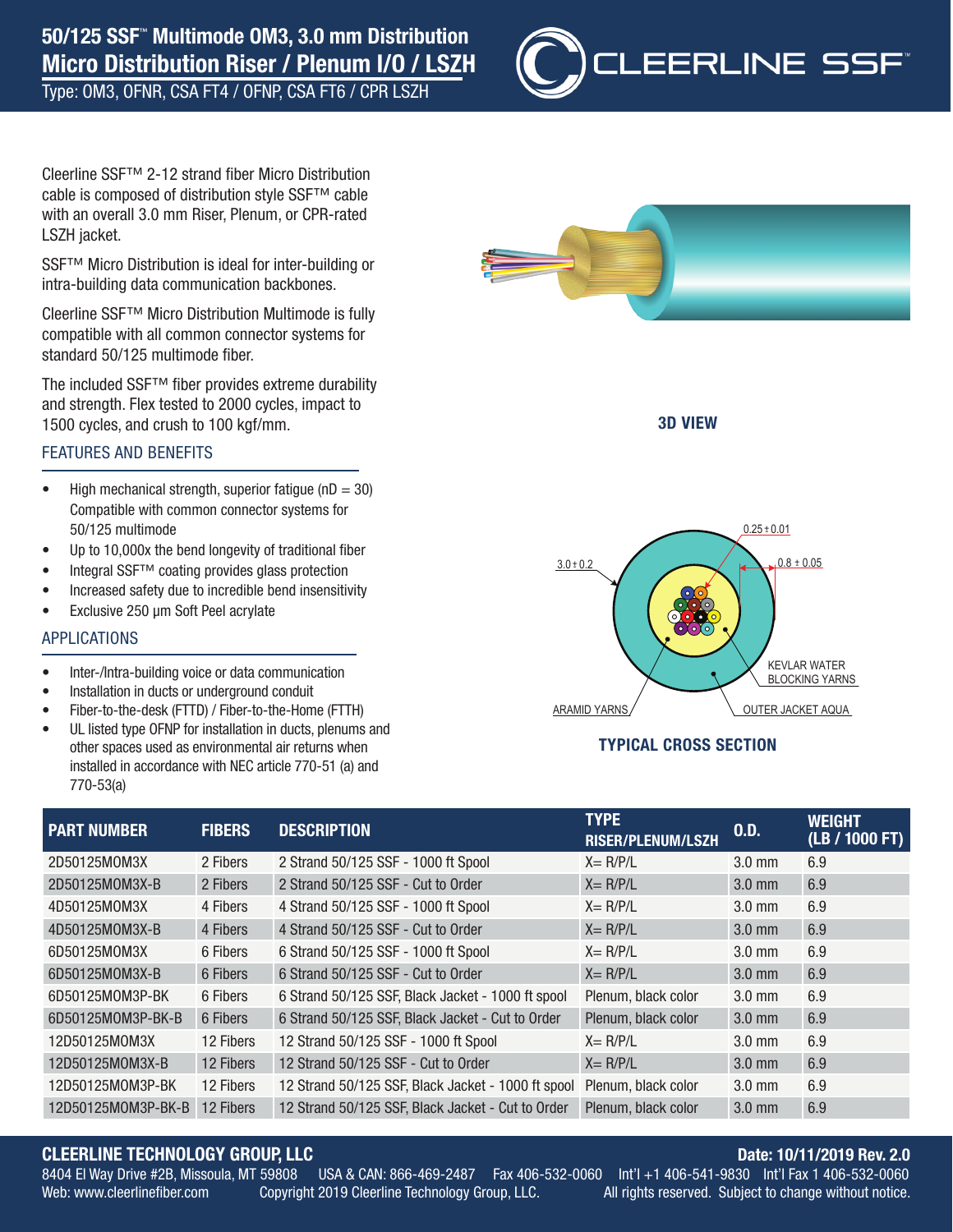# 50/125 SSF™ Multimode OM3, 3.0 mm Distribution

## Micro Distribution Riser / Plenum I/O / LSZH

Type: OM3, OFNR, CSA FT4 / OFNP, CSA FT6 / CPR LSZH

Cleerline SSF™ 2-12 strand fiber Micro Distribution cable is composed of distribution style SSF™ cable with an overall 3.0 mm Riser, Plenum, or CPR-rated LSZH jacket.

SSF™ Micro Distribution is ideal for inter-building or intra-building data communication backbones.

Cleerline SSF™ Micro Distribution Multimode is fully compatible with all common connector systems for standard 50/125 multimode fiber.

The included SSF™ fiber provides extreme durability and strength. Flex tested to 2000 cycles, impact to 1500 cycles, and crush to 100 kgf/mm.

### FEATURES AND BENEFITS

- High mechanical strength, superior fatigue (nD = 30) Compatible with common connector systems for 50/125 multimode
- Up to 10,000x the bend longevity of traditional fiber
- Integral SSF™ coating provides glass protection
- Increased safety due to incredible bend insensitivity
- Exclusive 250 µm Soft Peel acrylate

### APPLICATIONS

- Inter-/Intra-building voice or data communication
- Installation in ducts or underground conduit
- Fiber-to-the-desk (FTTD) / Fiber-to-the-Home (FTTH)
- UL listed type OFNP for installation in ducts, plenums and other spaces used as environmental air returns when installed in accordance with NEC article 770-51 (a) and 770-53(a)

3D VIEW

3.0 ± 0.2 | 0.25 ± 0.01 | 0.8 ± 0.05 | KEVLAR WATER BLOCKING YARNS | ARAMID YARNS | OUTER JACKET AQUA

TYPICAL CROSS SECTION

| PART NUMBER | FIBERS | DESCRIPTION | TYPE RISER/PLENUM/LSZH | O.D. | WEIGHT (LB / 1000 FT) |
|---|---|---|---|---|---|
| 2D50125MOM3X | 2 Fibers | 2 Strand 50/125 SSF - 1000 ft Spool | X= R/P/L | 3.0 mm | 6.9 |
| 2D50125MOM3X-B | 2 Fibers | 2 Strand 50/125 SSF - Cut to Order | X= R/P/L | 3.0 mm | 6.9 |
| 4D50125MOM3X | 4 Fibers | 4 Strand 50/125 SSF - 1000 ft Spool | X= R/P/L | 3.0 mm | 6.9 |
| 4D50125MOM3X-B | 4 Fibers | 4 Strand 50/125 SSF - Cut to Order | X= R/P/L | 3.0 mm | 6.9 |
| 6D50125MOM3X | 6 Fibers | 6 Strand 50/125 SSF - 1000 ft Spool | X= R/P/L | 3.0 mm | 6.9 |
| 6D50125MOM3X-B | 6 Fibers | 6 Strand 50/125 SSF - Cut to Order | X= R/P/L | 3.0 mm | 6.9 |
| 6D50125MOM3P-BK | 6 Fibers | 6 Strand 50/125 SSF, Black Jacket - 1000 ft spool | Plenum, black color | 3.0 mm | 6.9 |
| 6D50125MOM3P-BK-B | 6 Fibers | 6 Strand 50/125 SSF, Black Jacket - Cut to Order | Plenum, black color | 3.0 mm | 6.9 |
| 12D50125MOM3X | 12 Fibers | 12 Strand 50/125 SSF - 1000 ft Spool | X= R/P/L | 3.0 mm | 6.9 |
| 12D50125MOM3X-B | 12 Fibers | 12 Strand 50/125 SSF - Cut to Order | X= R/P/L | 3.0 mm | 6.9 |
| 12D50125MOM3P-BK | 12 Fibers | 12 Strand 50/125 SSF, Black Jacket - 1000 ft spool | Plenum, black color | 3.0 mm | 6.9 |
| 12D50125MOM3P-BK-B | 12 Fibers | 12 Strand 50/125 SSF, Black Jacket - Cut to Order | Plenum, black color | 3.0 mm | 6.9 |

**CLEERLINE TECHNOLOGY GROUP, LLC** — **Date: 10/11/2019 Rev. 2.0**

8404 El Way Drive #2B, Missoula, MT 59808 USA & CAN: 866-469-2487 Fax 406-532-0060 Int'l +1 406-541-9830 Int'l Fax 1 406-532-0060

Web: www.cleerlinefiber.com Copyright 2019 Cleerline Technology Group, LLC. All rights reserved. Subject to change without notice.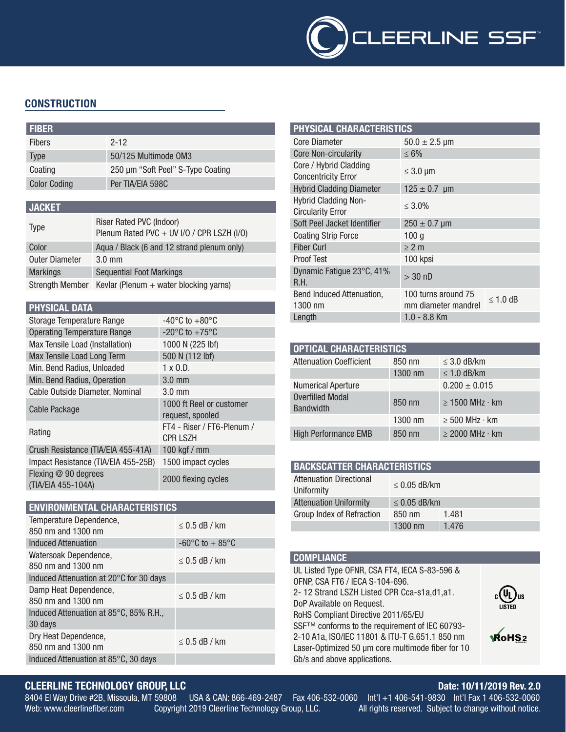## CONSTRUCTION

| FIBER | |
|---|---|
| Fibers | 2-12 |
| Type | 50/125 Multimode OM3 |
| Coating | 250 µm "Soft Peel" S-Type Coating |
| Color Coding | Per TIA/EIA 598C |

| JACKET | |
|---|---|
| Type | Riser Rated PVC (Indoor)<br>Plenum Rated PVC + UV I/O / CPR LSZH (I/O) |
| Color | Aqua / Black (6 and 12 strand plenum only) |
| Outer Diameter | 3.0 mm |
| Markings | Sequential Foot Markings |
| Strength Member | Kevlar (Plenum + water blocking yarns) |

| PHYSICAL DATA | |
|---|---|
| Storage Temperature Range | -40°C to +80°C |
| Operating Temperature Range | -20°C to +75°C |
| Max Tensile Load (Installation) | 1000 N (225 lbf) |
| Max Tensile Load Long Term | 500 N (112 lbf) |
| Min. Bend Radius, Unloaded | 1 x O.D. |
| Min. Bend Radius, Operation | 3.0 mm |
| Cable Outside Diameter, Nominal | 3.0 mm |
| Cable Package | 1000 ft Reel or customer request, spooled |
| Rating | FT4 - Riser / FT6-Plenum / CPR LSZH |
| Crush Resistance (TIA/EIA 455-41A) | 100 kgf / mm |
| Impact Resistance (TIA/EIA 455-25B) | 1500 impact cycles |
| Flexing @ 90 degrees (TIA/EIA 455-104A) | 2000 flexing cycles |

| ENVIRONMENTAL CHARACTERISTICS | |
|---|---|
| Temperature Dependence, 850 nm and 1300 nm | ≤ 0.5 dB / km |
| Induced Attenuation | -60°C to + 85°C |
| Watersoak Dependence, 850 nm and 1300 nm | ≤ 0.5 dB / km |
| Induced Attenuation at 20°C for 30 days | |
| Damp Heat Dependence, 850 nm and 1300 nm | ≤ 0.5 dB / km |
| Induced Attenuation at 85°C, 85% R.H., 30 days | |
| Dry Heat Dependence, 850 nm and 1300 nm | ≤ 0.5 dB / km |
| Induced Attenuation at 85°C, 30 days | |

| PHYSICAL CHARACTERISTICS | | |
|---|---|---|
| Core Diameter | 50.0 ± 2.5 µm | |
| Core Non-circularity | ≤ 6% | |
| Core / Hybrid Cladding Concentricity Error | ≤ 3.0 µm | |
| Hybrid Cladding Diameter | 125 ± 0.7 µm | |
| Hybrid Cladding Non-Circularity Error | ≤ 3.0% | |
| Soft Peel Jacket Identifier | 250 ± 0.7 µm | |
| Coating Strip Force | 100 g | |
| Fiber Curl | ≥ 2 m | |
| Proof Test | 100 kpsi | |
| Dynamic Fatigue 23°C, 41% R.H. | > 30 nD | |
| Bend Induced Attenuation, 1300 nm | 100 turns around 75 mm diameter mandrel | ≤ 1.0 dB |
| Length | 1.0 - 8.8 Km | |

| OPTICAL CHARACTERISTICS | | |
|---|---|---|
| Attenuation Coefficient | 850 nm | ≤ 3.0 dB/km |
| | 1300 nm | ≤ 1.0 dB/km |
| Numerical Aperture | | 0.200 ± 0.015 |
| Overfilled Modal Bandwidth | 850 nm | ≥ 1500 MHz · km |
| | 1300 nm | ≥ 500 MHz · km |
| High Performance EMB | 850 nm | ≥ 2000 MHz · km |

| BACKSCATTER CHARACTERISTICS | | |
|---|---|---|
| Attenuation Directional Uniformity | ≤ 0.05 dB/km | |
| Attenuation Uniformity | ≤ 0.05 dB/km | |
| Group Index of Refraction | 850 nm | 1.481 |
| | 1300 nm | 1.476 |

### COMPLIANCE

UL Listed Type OFNR, CSA FT4, IECA S-83-596 & OFNP, CSA FT6 / IECA S-104-696.
2- 12 Strand LSZH Listed CPR Cca-s1a,d1,a1.
DoP Available on Request.
RoHS Compliant Directive 2011/65/EU
SSF™ conforms to the requirement of IEC 60793-2-10 A1a, ISO/IEC 11801 & ITU-T G.651.1 850 nm Laser-Optimized 50 µm core multimode fiber for 10 Gb/s and above applications.

c UL us LISTED

RoHS 2

**CLEERLINE TECHNOLOGY GROUP, LLC** — **Date: 10/11/2019 Rev. 2.0**

8404 El Way Drive #2B, Missoula, MT 59808 USA & CAN: 866-469-2487 Fax 406-532-0060 Int'l +1 406-541-9830 Int'l Fax 1 406-532-0060
Web: www.cleerlinefiber.com Copyright 2019 Cleerline Technology Group, LLC. All rights reserved. Subject to change without notice.